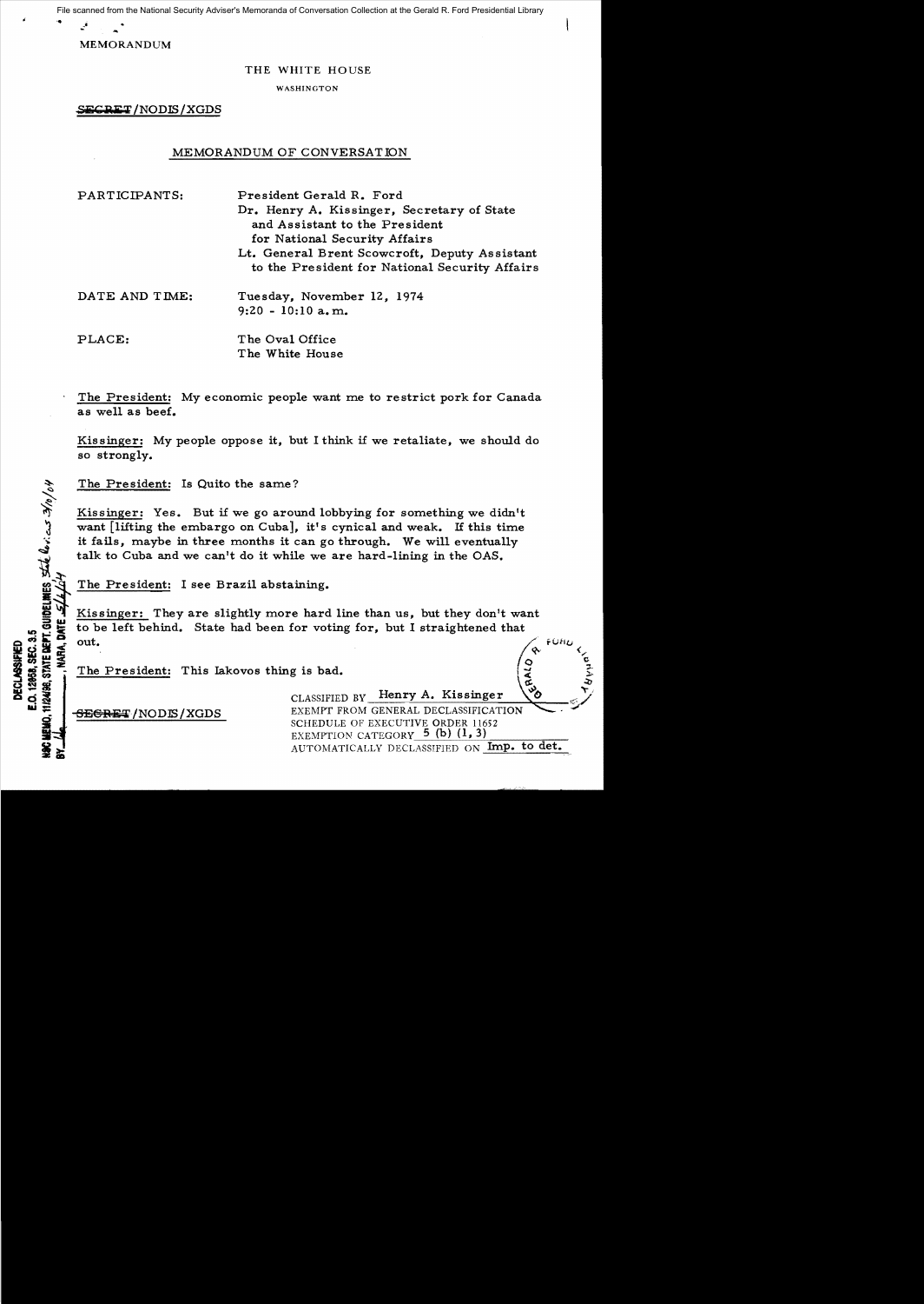MEMORANDUM

THE WHITE HOUSE

WASHINGTON

~~SECRET~~/NODIS/XGDS

MEMORANDUM OF CONVERSATION

| | |
|---|---|
| PARTICIPANTS: | President Gerald R. Ford<br>Dr. Henry A. Kissinger, Secretary of State and Assistant to the President for National Security Affairs<br>Lt. General Brent Scowcroft, Deputy Assistant to the President for National Security Affairs |
| DATE AND TIME: | Tuesday, November 12, 1974<br>9:20 - 10:10 a.m. |
| PLACE: | The Oval Office<br>The White House |

The President: My economic people want me to restrict pork for Canada as well as beef.

Kissinger: My people oppose it, but I think if we retaliate, we should do so strongly.

The President: Is Quito the same?

Kissinger: Yes. But if we go around lobbying for something we didn't want [lifting the embargo on Cuba], it's cynical and weak. If this time it fails, maybe in three months it can go through. We will eventually talk to Cuba and we can't do it while we are hard-lining in the OAS.

The President: I see Brazil abstaining.

Kissinger: They are slightly more hard line than us, but they don't want to be left behind. State had been for voting for, but I straightened that out.

The President: This Iakovos thing is bad.

~~SECRET~~/NODIS/XGDS

CLASSIFIED BY Henry A. Kissinger
EXEMPT FROM GENERAL DECLASSIFICATION SCHEDULE OF EXECUTIVE ORDER 11652
EXEMPTION CATEGORY 5 (b) (1, 3)
AUTOMATICALLY DECLASSIFIED ON Imp. to det.

DECLASSIFIED
E.O. 12958, SEC. 3.5
NSC MEMO, 11/24/98, STATE DEPT. GUIDELINES State Review 3/10/04
BY ___, NARA, DATE 5/4/04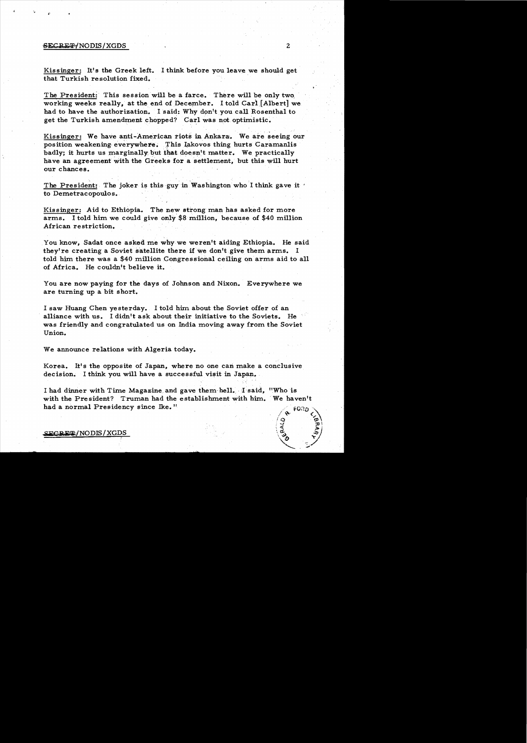Kissinger: It's the Greek left. I think before you leave we should get that Turkish resolution fixed.

The President: This session will be a farce. There will be only two working weeks really, at the end of December. I told Carl [Albert] we had to have the authorization. I said: Why don't you call Rosenthal to get the Turkish amendment chopped? Carl was not optimistic.

Kissinger: We have anti-American riots in Ankara. We are seeing our position weakening everywhere. This Iakovos thing hurts Caramanlis badly; it hurts us marginally but that doesn't matter. We practically have an agreement with the Greeks for a settlement, but this will hurt our chances.

The President: The joker is this guy in Washington who I think gave it to Demetracopoulos.

Kissinger: Aid to Ethiopia. The new strong man has asked for more arms. I told him we could give only $8 million, because of $40 million African restriction.

You know, Sadat once asked me why we weren't aiding Ethiopia. He said they're creating a Soviet satellite there if we don't give them arms. I told him there was a $40 million Congressional ceiling on arms aid to all of Africa. He couldn't believe it.

You are now paying for the days of Johnson and Nixon. Everywhere we are turning up a bit short.

I saw Huang Chen yesterday. I told him about the Soviet offer of an alliance with us. I didn't ask about their initiative to the Soviets. He was friendly and congratulated us on India moving away from the Soviet Union.

We announce relations with Algeria today.

Korea. It's the opposite of Japan, where no one can make a conclusive decision. I think you will have a successful visit in Japan.

I had dinner with Time Magazine and gave them hell. I said, "Who is with the President? Truman had the establishment with him. We haven't had a normal Presidency since Ike."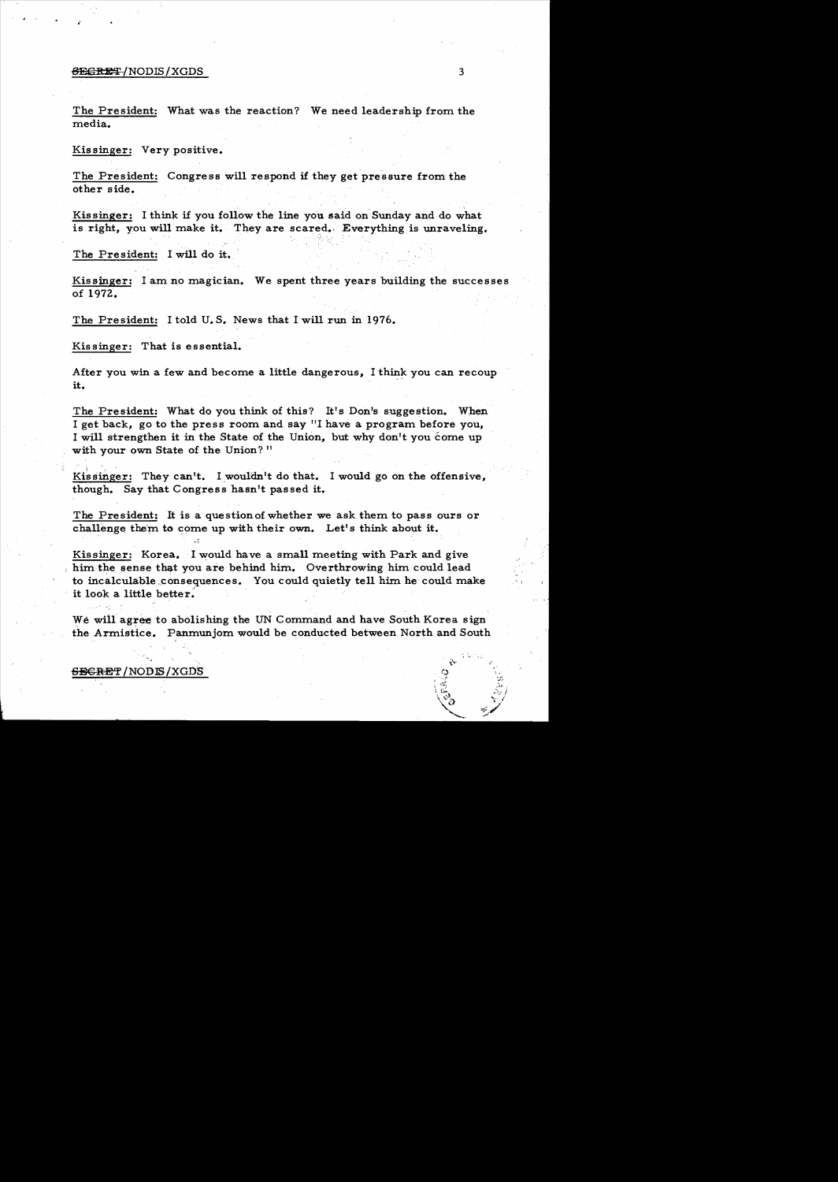The President: What was the reaction? We need leadership from the media.

Kissinger: Very positive.

The President: Congress will respond if they get pressure from the other side.

Kissinger: I think if you follow the line you said on Sunday and do what is right, you will make it. They are scared. Everything is unraveling.

The President: I will do it.

Kissinger: I am no magician. We spent three years building the successes of 1972.

The President: I told U.S. News that I will run in 1976.

Kissinger: That is essential.

After you win a few and become a little dangerous, I think you can recoup it.

The President: What do you think of this? It's Don's suggestion. When I get back, go to the press room and say "I have a program before you, I will strengthen it in the State of the Union, but why don't you come up with your own State of the Union?"

Kissinger: They can't. I wouldn't do that. I would go on the offensive, though. Say that Congress hasn't passed it.

The President: It is a question of whether we ask them to pass ours or challenge them to come up with their own. Let's think about it.

Kissinger: Korea. I would have a small meeting with Park and give him the sense that you are behind him. Overthrowing him could lead to incalculable consequences. You could quietly tell him he could make it look a little better.

We will agree to abolishing the UN Command and have South Korea sign the Armistice. Panmunjom would be conducted between North and South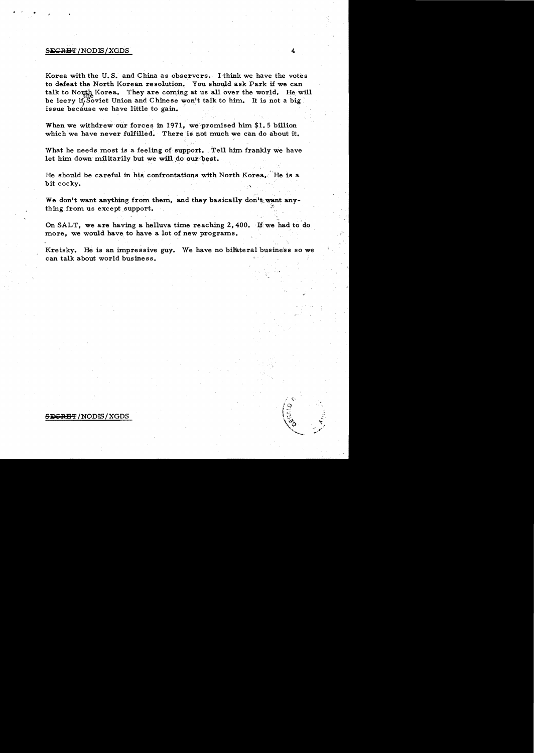Korea with the U.S. and China as observers. I think we have the votes to defeat the North Korean resolution. You should ask Park if we can talk to North Korea. They are coming at us all over the world. He will be leery if the Soviet Union and Chinese won't talk to him. It is not a big issue because we have little to gain.

When we withdrew our forces in 1971, we promised him $1.5 billion which we have never fulfilled. There is not much we can do about it.

What he needs most is a feeling of support. Tell him frankly we have let him down militarily but we will do our best.

He should be careful in his confrontations with North Korea. He is a bit cocky.

We don't want anything from them, and they basically don't want anything from us except support.

On SALT, we are having a helluva time reaching 2,400. If we had to do more, we would have to have a lot of new programs.

Kreisky. He is an impressive guy. We have no bilateral business so we can talk about world business.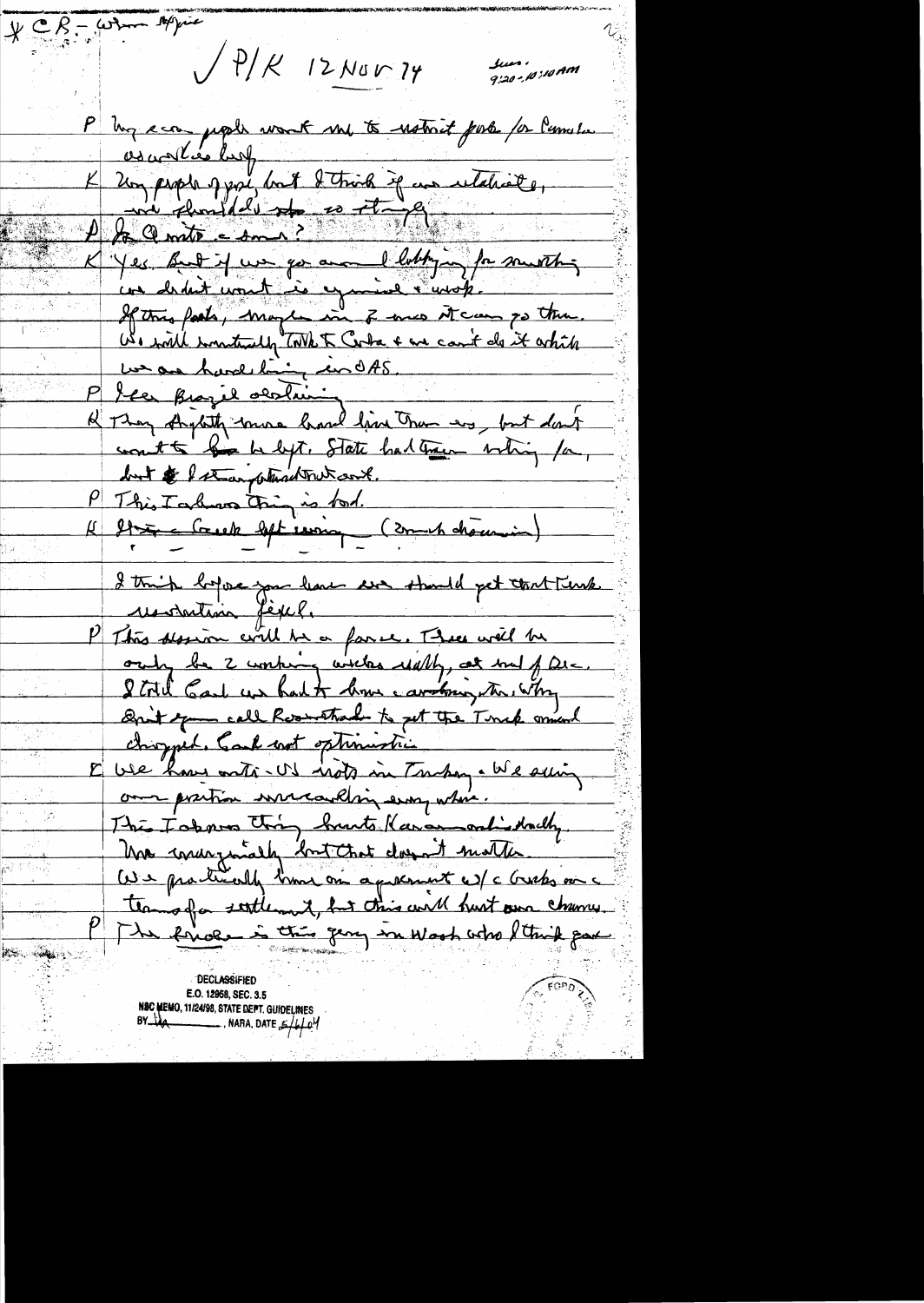\* CR – when appr.

✓ P/K 12 Nov 74 &nbsp;&nbsp;&nbsp;&nbsp; Suns. 9:20–10:10 AM

P My econ people want me to restrict [illegible] for Canadian assurance beef.

K Your people oppose, but I think if we retaliate, we should do so strongly.

P So Q [illegible] – same?

K Yes. But if we go around lobbying for something we didn't want is cynical & weak. If this fails, maybe in 2 mos it can go thru. We will eventually talk to Cuba & we can't do it which we are handling in OAS.

P Saw Brazil abstaining

K They slightly more hard line than us, but don't want to be left. State had been voting for, but I straightened that out.

P This Turkish thing is bad.

K Strong Greek lobby leaving (much discussion)

I think before you leave we should get that Turk resolution fixed.

P This session will be a farce. There will be only be 2 working weeks really, at end of Dec. I told Carl we had to have a continuing res. Why don't you call Rosenthal to get the Turk amend changed. Carl not optimistic.

K We have anti-US riots in Turkey. We are using our position miscarrying everywhere. This Turkish thing hurts Karamanlis [illegible] The marginally but that doesn't matter. We practically have an agreement w/ c Greeks on a terms of settlement, but this will hurt our chances.

P The [illegible] is this guy in Wash who I think gave

DECLASSIFIED
E.O. 12958, SEC. 3.5
NSC MEMO, 11/24/98, STATE DEPT. GUIDELINES
BY [illegible], NARA, DATE 5/4/04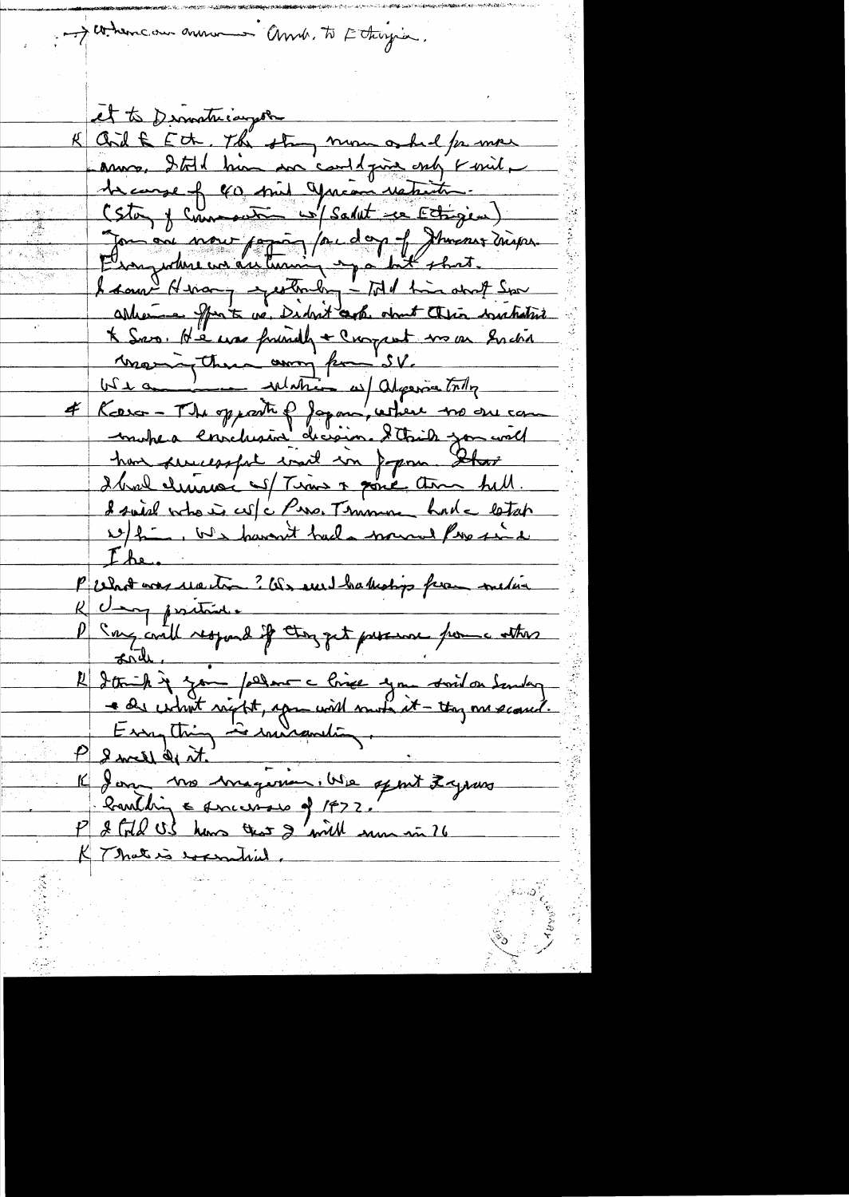→ Whom can announce Amb. to Ethiopia.

Ct to Dimitriadis

K Chd & Eth. The story man asked for more arms. I told him we could give only token, because of 40 mil African nations.
(Story of Conversation w/ Sadat re Ethiopia)
You are now paying for days of Johnson's Vietnam. Everywhere we are turning up a lot short.
I saw Hwang yesterday — told him about Sov alliance offer to us. Didn't ask about their invitation to Sov. He was friendly & accepted us on India moving them away from SV.
We are — relations w/ Algeria today.
4 Korea — The opposite of Japan, where we are can make a conclusive decision. I think you will have successful visit in Japan. I had dinner w/ Tiwari & gone thru hell.
I said who is w/c Pres. Truman had a lot of w/ him. We haven't had a normal Pres since Ike.
P What was reaction? We need hardships from media
K Very positive.
P Cong will respond if they get pressure from other side.
K I think if you follow c line you said on Sunday & do what right, you will make it — they are scared. Everything is unravelling.
P I will do it.
K You no imagination. We spent 2 years building a success of 1972.
P I told US how that I will run in 76
K That is essential.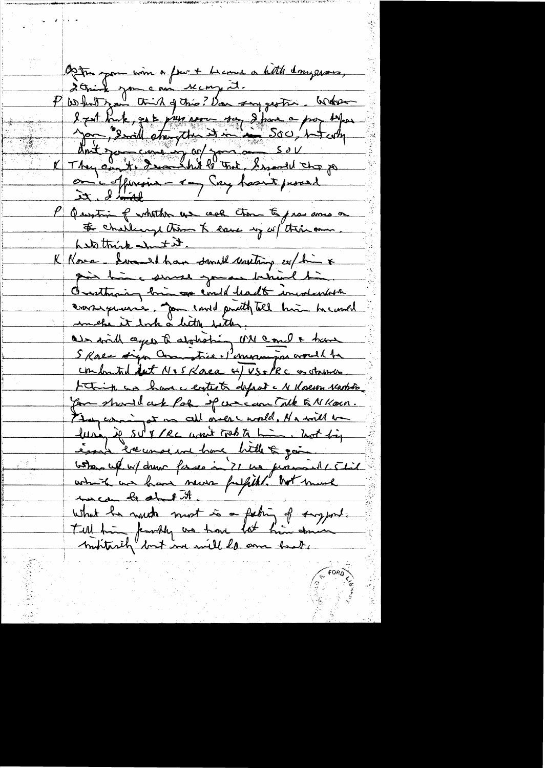After you win a few + become a little dangerous, I think you can accomplish it.

P What do you think of this? Your suggestion. When I get back, gets press now say I have a proposal for you, I will strengthen it in SOU, but why don't you come up w/ your own SOU

K They can't. I would hit at that. I would take a one-sided offensive – my Cong hasn't passed it. I would

P Question of whether we ask them to pass one or to challenge them to come up w/ their own. Let's think about it.

K Korea – I would have small meeting w/ him + give him a sense you are behind him. Overthrowing him would lead to incalculable consequences. You could gently tell him he could make it look a little better.

We will agree to abolishing UN Comd + have S Korea sign armistice. Permanent would be combined but N+S Korea w/ US+PRC as observers. I think we have a chance to defeat a N Korean resolution. You should ask PoK if we can talk to N Korea.

They are coming at us all over the world. He will be livid if SU + PRC won't talk to him. Not big issue because we have little to gain.

When up w/ Chou [?] in 71 we promised [?] which we have never fulfilled. Not much we can do about it.

What he needs most is a feeling of support. Tell him frankly we have lost him down militarily but we will do our best.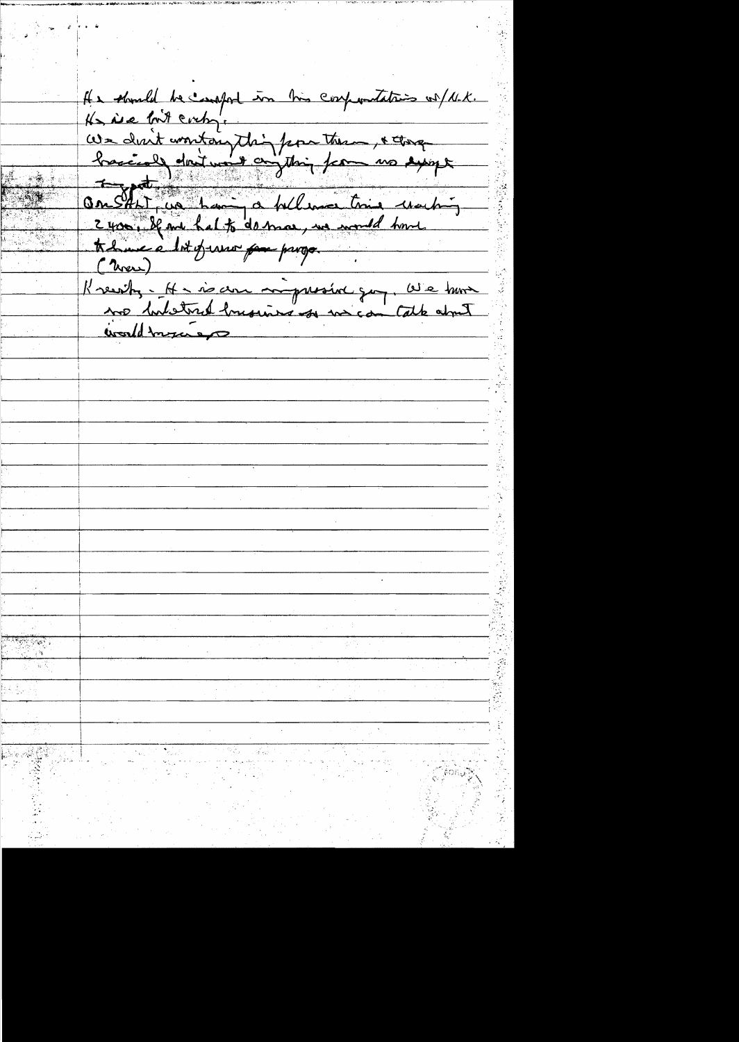He should be careful in his confrontation w/N.K.
He is a bit cocky.
We don't want anything from them, & they basically don't want anything from us except support.
On SALT, we having a hell one time making 2400. If we had to do more, we would have to have a lot of room for purge.
(Vance)
Kreisky - He is an impressive guy. We have no bilateral business so we can talk about world business.